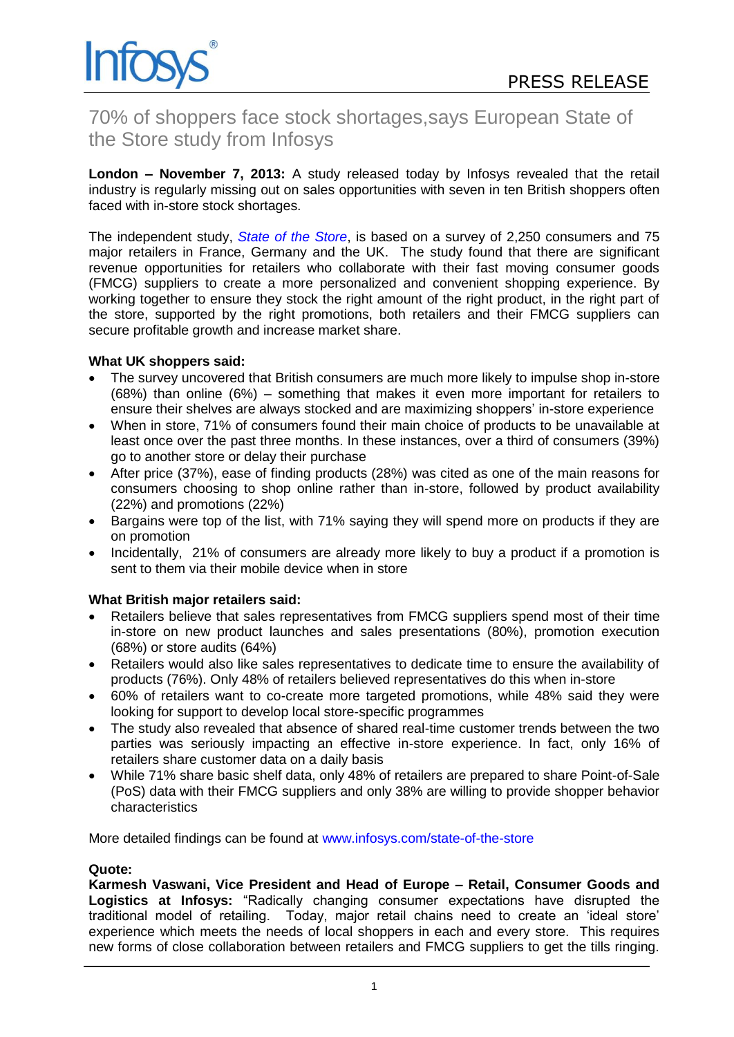PRESS RELEASE

# 70% of shoppers face stock shortages,says European State of the Store study from Infosys

**London – November 7, 2013:** A study released today by Infosys revealed that the retail industry is regularly missing out on sales opportunities with seven in ten British shoppers often faced with in-store stock shortages.

The independent study, *State of the Store*, is based on a survey of 2,250 consumers and 75 major retailers in France, Germany and the UK. The study found that there are significant revenue opportunities for retailers who collaborate with their fast moving consumer goods (FMCG) suppliers to create a more personalized and convenient shopping experience. By working together to ensure they stock the right amount of the right product, in the right part of the store, supported by the right promotions, both retailers and their FMCG suppliers can secure profitable growth and increase market share.

**What UK shoppers said:**

- The survey uncovered that British consumers are much more likely to impulse shop in-store (68%) than online (6%) – something that makes it even more important for retailers to ensure their shelves are always stocked and are maximizing shoppers' in-store experience
- When in store, 71% of consumers found their main choice of products to be unavailable at least once over the past three months. In these instances, over a third of consumers (39%) go to another store or delay their purchase
- After price (37%), ease of finding products (28%) was cited as one of the main reasons for consumers choosing to shop online rather than in-store, followed by product availability (22%) and promotions (22%)
- Bargains were top of the list, with 71% saying they will spend more on products if they are on promotion
- Incidentally, 21% of consumers are already more likely to buy a product if a promotion is sent to them via their mobile device when in store

**What British major retailers said:**

- Retailers believe that sales representatives from FMCG suppliers spend most of their time in-store on new product launches and sales presentations (80%), promotion execution (68%) or store audits (64%)
- Retailers would also like sales representatives to dedicate time to ensure the availability of products (76%). Only 48% of retailers believed representatives do this when in-store
- 60% of retailers want to co-create more targeted promotions, while 48% said they were looking for support to develop local store-specific programmes
- The study also revealed that absence of shared real-time customer trends between the two parties was seriously impacting an effective in-store experience. In fact, only 16% of retailers share customer data on a daily basis
- While 71% share basic shelf data, only 48% of retailers are prepared to share Point-of-Sale (PoS) data with their FMCG suppliers and only 38% are willing to provide shopper behavior characteristics

More detailed findings can be found at www.infosys.com/state-of-the-store

**Quote:**
**Karmesh Vaswani, Vice President and Head of Europe – Retail, Consumer Goods and Logistics at Infosys:** "Radically changing consumer expectations have disrupted the traditional model of retailing. Today, major retail chains need to create an 'ideal store' experience which meets the needs of local shoppers in each and every store. This requires new forms of close collaboration between retailers and FMCG suppliers to get the tills ringing.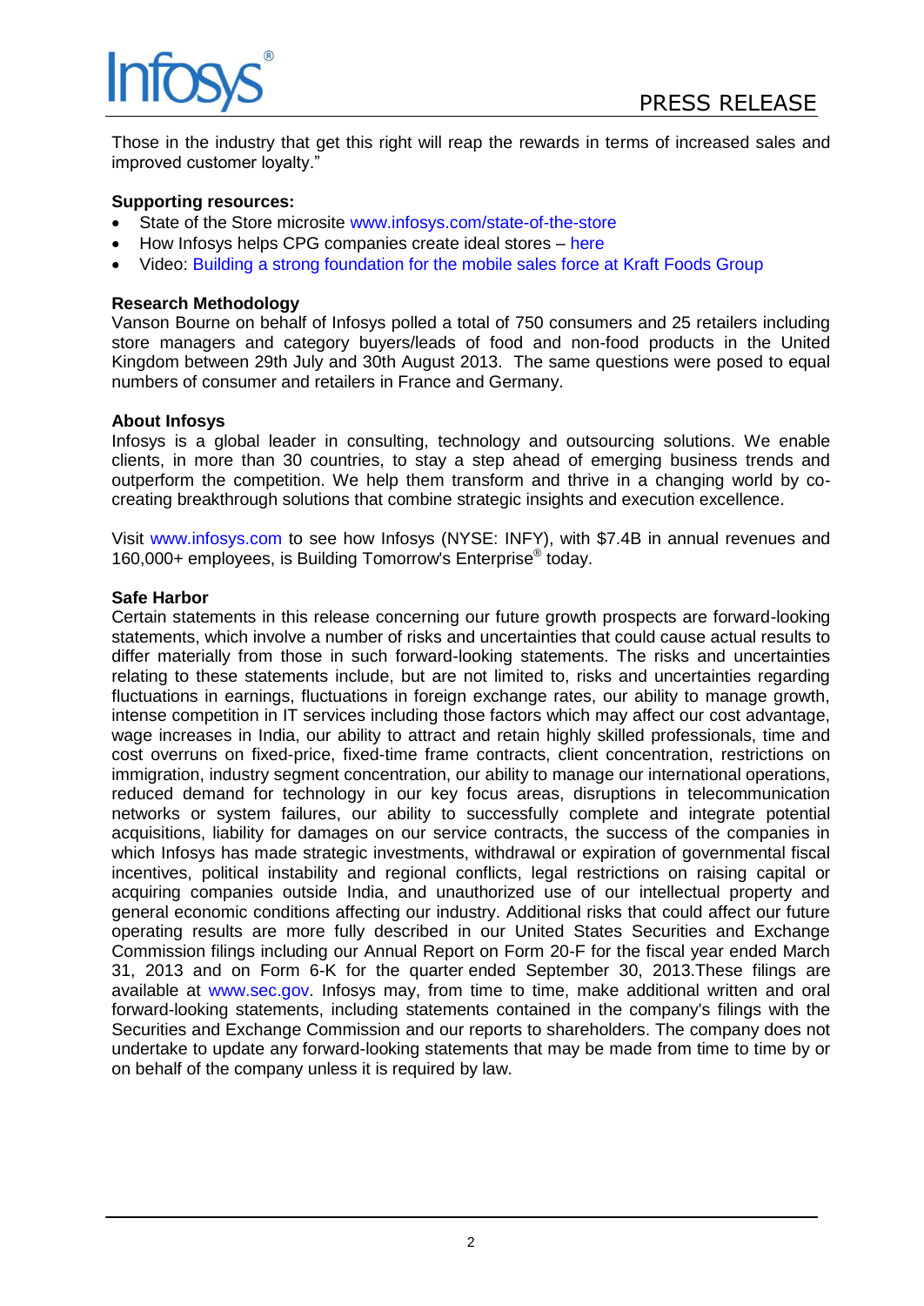Those in the industry that get this right will reap the rewards in terms of increased sales and improved customer loyalty."

**Supporting resources:**

- State of the Store microsite www.infosys.com/state-of-the-store
- How Infosys helps CPG companies create ideal stores – here
- Video: Building a strong foundation for the mobile sales force at Kraft Foods Group

**Research Methodology**

Vanson Bourne on behalf of Infosys polled a total of 750 consumers and 25 retailers including store managers and category buyers/leads of food and non-food products in the United Kingdom between 29th July and 30th August 2013. The same questions were posed to equal numbers of consumer and retailers in France and Germany.

**About Infosys**

Infosys is a global leader in consulting, technology and outsourcing solutions. We enable clients, in more than 30 countries, to stay a step ahead of emerging business trends and outperform the competition. We help them transform and thrive in a changing world by co-creating breakthrough solutions that combine strategic insights and execution excellence.

Visit www.infosys.com to see how Infosys (NYSE: INFY), with $7.4B in annual revenues and 160,000+ employees, is Building Tomorrow's Enterprise® today.

**Safe Harbor**

Certain statements in this release concerning our future growth prospects are forward-looking statements, which involve a number of risks and uncertainties that could cause actual results to differ materially from those in such forward-looking statements. The risks and uncertainties relating to these statements include, but are not limited to, risks and uncertainties regarding fluctuations in earnings, fluctuations in foreign exchange rates, our ability to manage growth, intense competition in IT services including those factors which may affect our cost advantage, wage increases in India, our ability to attract and retain highly skilled professionals, time and cost overruns on fixed-price, fixed-time frame contracts, client concentration, restrictions on immigration, industry segment concentration, our ability to manage our international operations, reduced demand for technology in our key focus areas, disruptions in telecommunication networks or system failures, our ability to successfully complete and integrate potential acquisitions, liability for damages on our service contracts, the success of the companies in which Infosys has made strategic investments, withdrawal or expiration of governmental fiscal incentives, political instability and regional conflicts, legal restrictions on raising capital or acquiring companies outside India, and unauthorized use of our intellectual property and general economic conditions affecting our industry. Additional risks that could affect our future operating results are more fully described in our United States Securities and Exchange Commission filings including our Annual Report on Form 20-F for the fiscal year ended March 31, 2013 and on Form 6-K for the quarter ended September 30, 2013.These filings are available at www.sec.gov. Infosys may, from time to time, make additional written and oral forward-looking statements, including statements contained in the company's filings with the Securities and Exchange Commission and our reports to shareholders. The company does not undertake to update any forward-looking statements that may be made from time to time by or on behalf of the company unless it is required by law.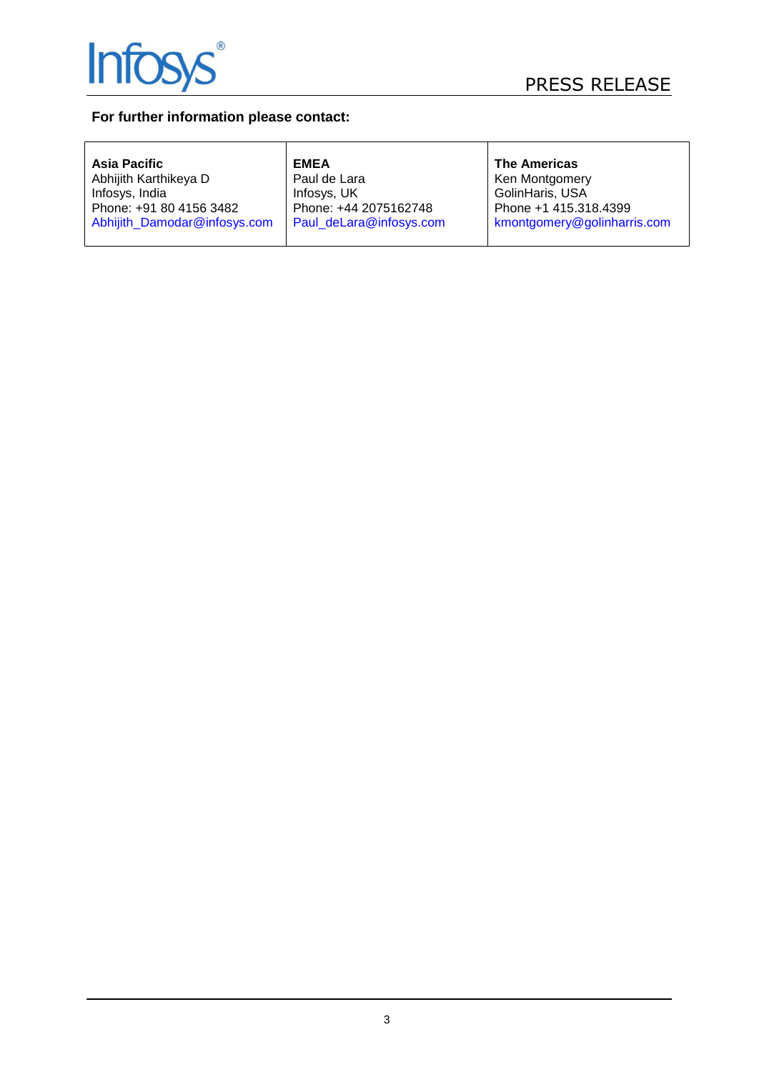**For further information please contact:**

| | | |
|---|---|---|
| **Asia Pacific**<br>Abhijith Karthikeya D<br>Infosys, India<br>Phone: +91 80 4156 3482<br>Abhijith_Damodar@infosys.com | **EMEA**<br>Paul de Lara<br>Infosys, UK<br>Phone: +44 2075162748<br>Paul_deLara@infosys.com | **The Americas**<br>Ken Montgomery<br>GolinHaris, USA<br>Phone +1 415.318.4399<br>kmontgomery@golinharris.com |